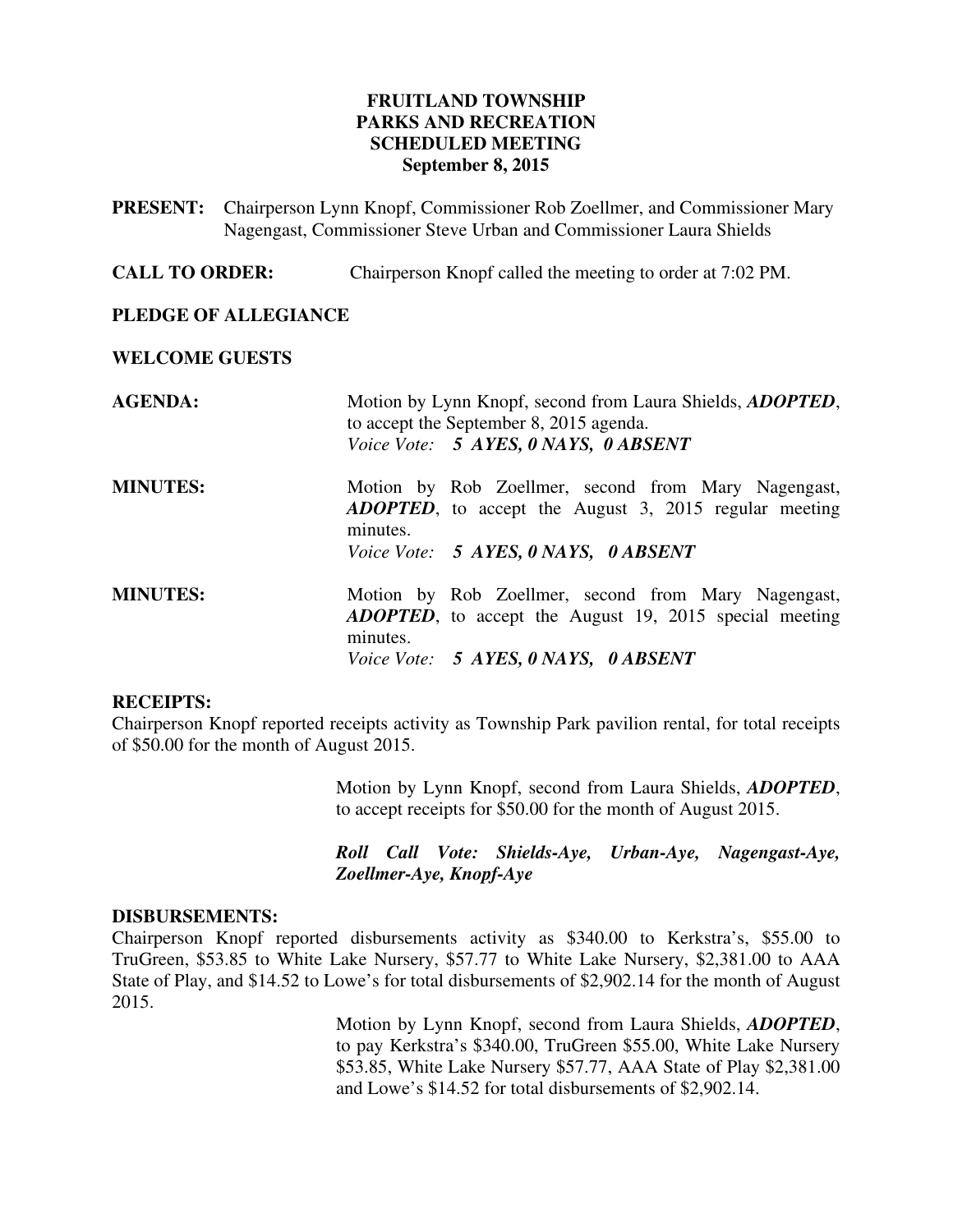# FRUITLAND TOWNSHIP
# PARKS AND RECREATION
# SCHEDULED MEETING
# September 8, 2015

**PRESENT:** Chairperson Lynn Knopf, Commissioner Rob Zoellmer, and Commissioner Mary Nagengast, Commissioner Steve Urban and Commissioner Laura Shields

**CALL TO ORDER:** Chairperson Knopf called the meeting to order at 7:02 PM.

**PLEDGE OF ALLEGIANCE**

**WELCOME GUESTS**

**AGENDA:** Motion by Lynn Knopf, second from Laura Shields, ***ADOPTED***, to accept the September 8, 2015 agenda.
*Voice Vote:* ***5 AYES, 0 NAYS, 0 ABSENT***

**MINUTES:** Motion by Rob Zoellmer, second from Mary Nagengast, ***ADOPTED***, to accept the August 3, 2015 regular meeting minutes.
*Voice Vote:* ***5 AYES, 0 NAYS, 0 ABSENT***

**MINUTES:** Motion by Rob Zoellmer, second from Mary Nagengast, ***ADOPTED***, to accept the August 19, 2015 special meeting minutes.
*Voice Vote:* ***5 AYES, 0 NAYS, 0 ABSENT***

**RECEIPTS:**
Chairperson Knopf reported receipts activity as Township Park pavilion rental, for total receipts of $50.00 for the month of August 2015.

Motion by Lynn Knopf, second from Laura Shields, ***ADOPTED***, to accept receipts for $50.00 for the month of August 2015.

***Roll Call Vote: Shields-Aye, Urban-Aye, Nagengast-Aye, Zoellmer-Aye, Knopf-Aye***

**DISBURSEMENTS:**
Chairperson Knopf reported disbursements activity as $340.00 to Kerkstra's, $55.00 to TruGreen, $53.85 to White Lake Nursery, $57.77 to White Lake Nursery, $2,381.00 to AAA State of Play, and $14.52 to Lowe's for total disbursements of $2,902.14 for the month of August 2015.

Motion by Lynn Knopf, second from Laura Shields, ***ADOPTED***, to pay Kerkstra's $340.00, TruGreen $55.00, White Lake Nursery $53.85, White Lake Nursery $57.77, AAA State of Play $2,381.00 and Lowe's $14.52 for total disbursements of $2,902.14.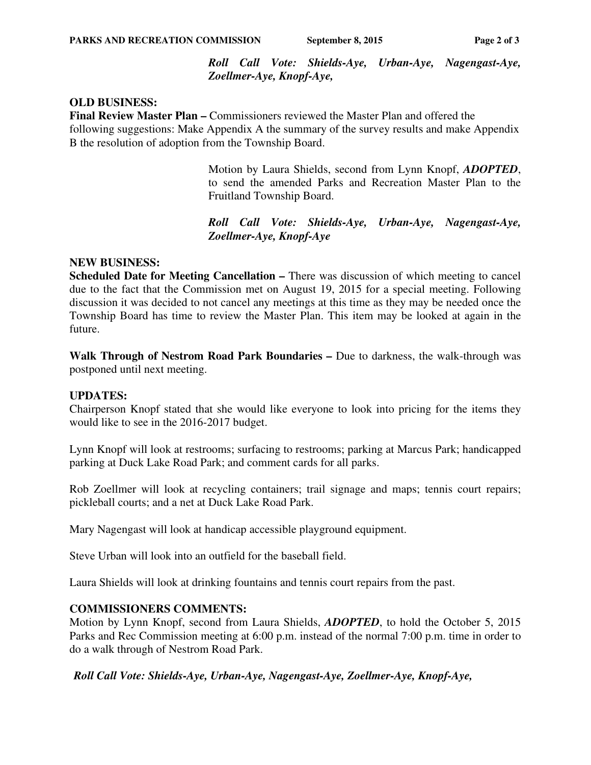*Roll Call Vote: Shields-Aye, Urban-Aye, Nagengast-Aye, Zoellmer-Aye, Knopf-Aye,*

**OLD BUSINESS:**

**Final Review Master Plan –** Commissioners reviewed the Master Plan and offered the following suggestions: Make Appendix A the summary of the survey results and make Appendix B the resolution of adoption from the Township Board.

Motion by Laura Shields, second from Lynn Knopf, ***ADOPTED***, to send the amended Parks and Recreation Master Plan to the Fruitland Township Board.

*Roll Call Vote: Shields-Aye, Urban-Aye, Nagengast-Aye, Zoellmer-Aye, Knopf-Aye*

**NEW BUSINESS:**

**Scheduled Date for Meeting Cancellation –** There was discussion of which meeting to cancel due to the fact that the Commission met on August 19, 2015 for a special meeting. Following discussion it was decided to not cancel any meetings at this time as they may be needed once the Township Board has time to review the Master Plan. This item may be looked at again in the future.

**Walk Through of Nestrom Road Park Boundaries –** Due to darkness, the walk-through was postponed until next meeting.

**UPDATES:**

Chairperson Knopf stated that she would like everyone to look into pricing for the items they would like to see in the 2016-2017 budget.

Lynn Knopf will look at restrooms; surfacing to restrooms; parking at Marcus Park; handicapped parking at Duck Lake Road Park; and comment cards for all parks.

Rob Zoellmer will look at recycling containers; trail signage and maps; tennis court repairs; pickleball courts; and a net at Duck Lake Road Park.

Mary Nagengast will look at handicap accessible playground equipment.

Steve Urban will look into an outfield for the baseball field.

Laura Shields will look at drinking fountains and tennis court repairs from the past.

**COMMISSIONERS COMMENTS:**

Motion by Lynn Knopf, second from Laura Shields, ***ADOPTED***, to hold the October 5, 2015 Parks and Rec Commission meeting at 6:00 p.m. instead of the normal 7:00 p.m. time in order to do a walk through of Nestrom Road Park.

*Roll Call Vote: Shields-Aye, Urban-Aye, Nagengast-Aye, Zoellmer-Aye, Knopf-Aye,*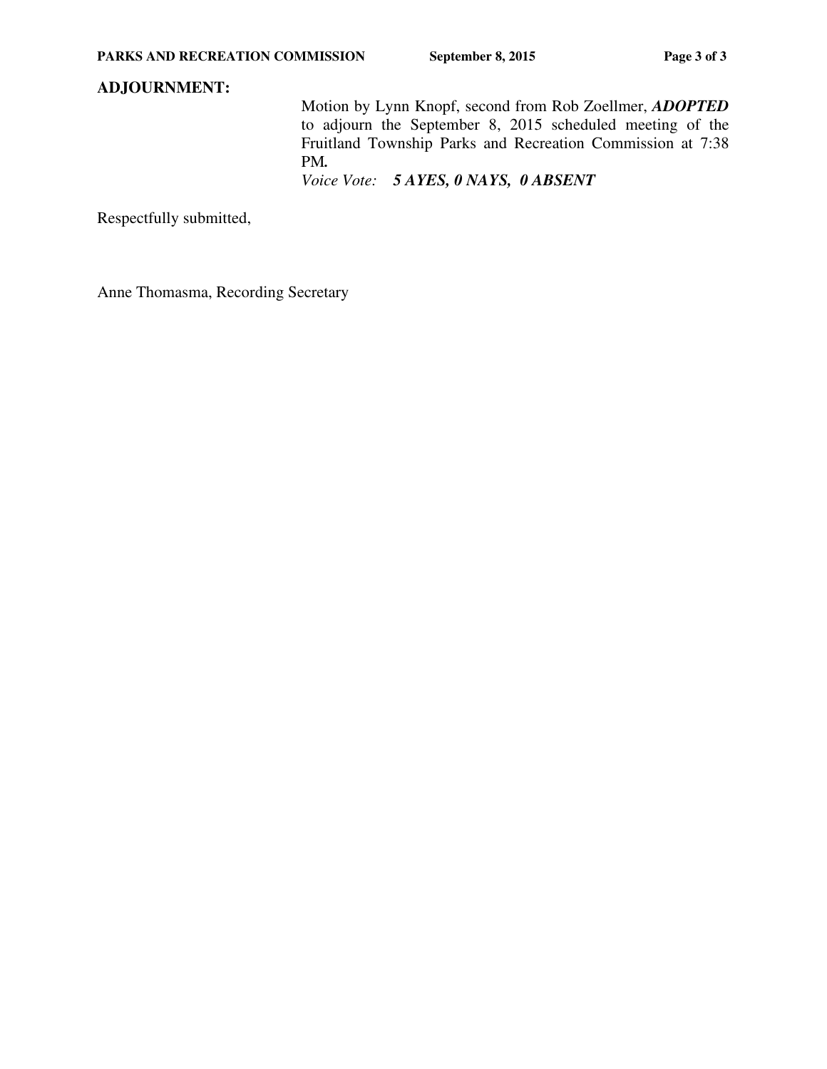**ADJOURNMENT:**

Motion by Lynn Knopf, second from Rob Zoellmer, ***ADOPTED*** to adjourn the September 8, 2015 scheduled meeting of the Fruitland Township Parks and Recreation Commission at 7:38 PM**.**
*Voice Vote:* ***5 AYES, 0 NAYS, 0 ABSENT***

Respectfully submitted,

Anne Thomasma, Recording Secretary